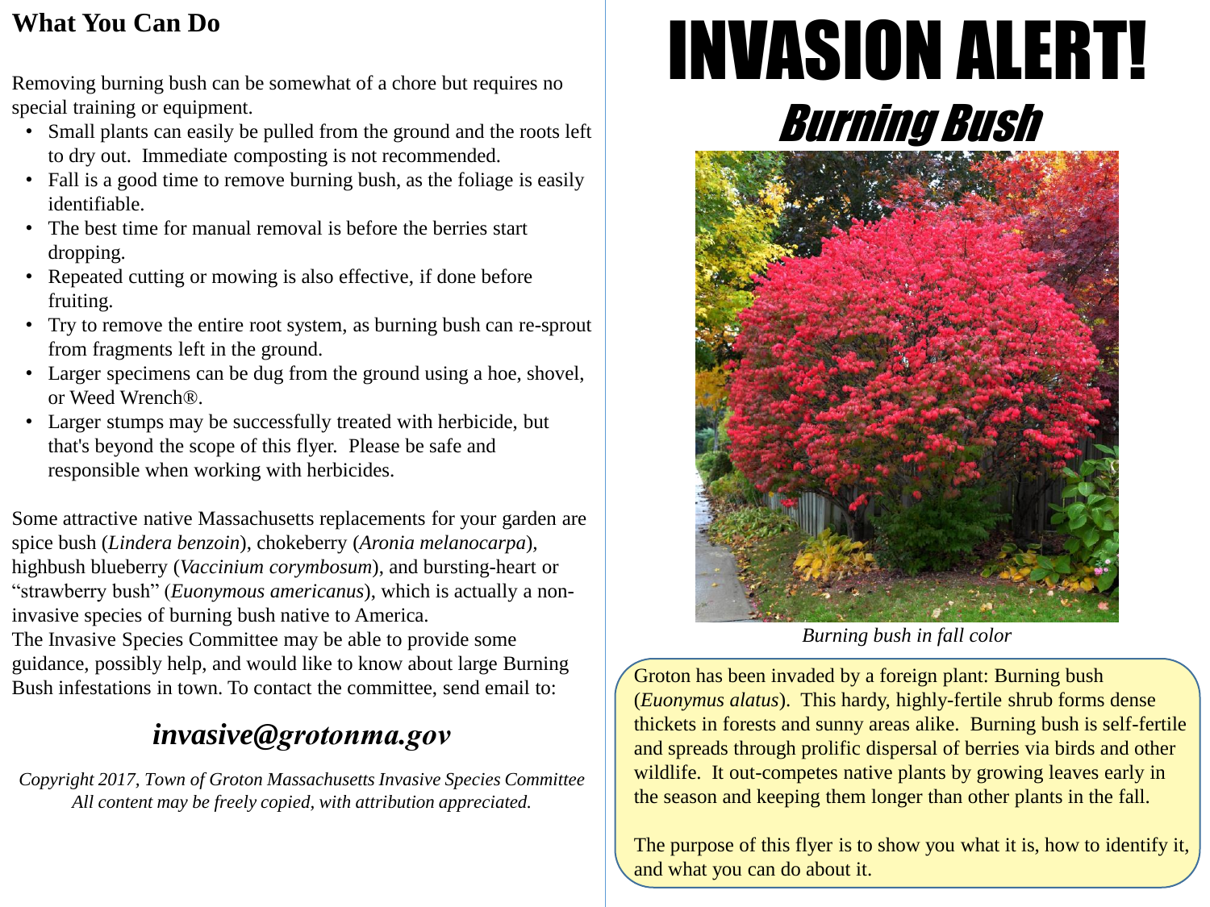# INVASION ALERT!

## *Burning Bush*

*Burning bush in fall color*

Groton has been invaded by a foreign plant: Burning bush (*Euonymus alatus*). This hardy, highly-fertile shrub forms dense thickets in forests and sunny areas alike. Burning bush is self-fertile and spreads through prolific dispersal of berries via birds and other wildlife. It out-competes native plants by growing leaves early in the season and keeping them longer than other plants in the fall.

The purpose of this flyer is to show you what it is, how to identify it, and what you can do about it.

## What You Can Do

Removing burning bush can be somewhat of a chore but requires no special training or equipment.

- Small plants can easily be pulled from the ground and the roots left to dry out. Immediate composting is not recommended.
- Fall is a good time to remove burning bush, as the foliage is easily identifiable.
- The best time for manual removal is before the berries start dropping.
- Repeated cutting or mowing is also effective, if done before fruiting.
- Try to remove the entire root system, as burning bush can re-sprout from fragments left in the ground.
- Larger specimens can be dug from the ground using a hoe, shovel, or Weed Wrench®.
- Larger stumps may be successfully treated with herbicide, but that's beyond the scope of this flyer. Please be safe and responsible when working with herbicides.

Some attractive native Massachusetts replacements for your garden are spice bush (*Lindera benzoin*), chokeberry (*Aronia melanocarpa*), highbush blueberry (*Vaccinium corymbosum*), and bursting-heart or “strawberry bush” (*Euonymous americanus*), which is actually a non-invasive species of burning bush native to America.
The Invasive Species Committee may be able to provide some guidance, possibly help, and would like to know about large Burning Bush infestations in town. To contact the committee, send email to:

***invasive@grotonma.gov***

*Copyright 2017, Town of Groton Massachusetts Invasive Species Committee*
*All content may be freely copied, with attribution appreciated.*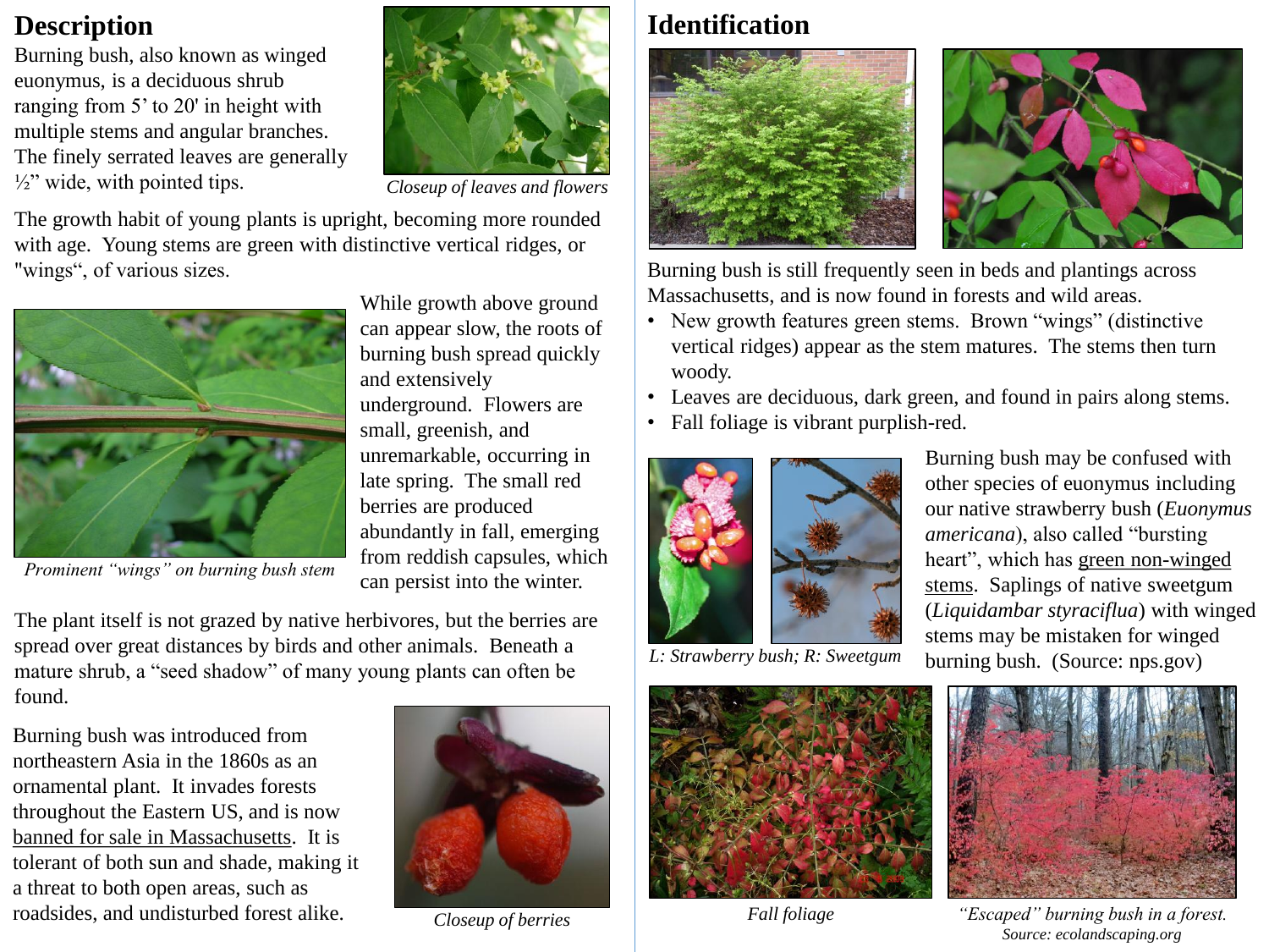## Description

Burning bush, also known as winged euonymus, is a deciduous shrub ranging from 5' to 20' in height with multiple stems and angular branches. The finely serrated leaves are generally ½" wide, with pointed tips.

*Closeup of leaves and flowers*

The growth habit of young plants is upright, becoming more rounded with age. Young stems are green with distinctive vertical ridges, or "wings", of various sizes.

*Prominent "wings" on burning bush stem*

While growth above ground can appear slow, the roots of burning bush spread quickly and extensively underground. Flowers are small, greenish, and unremarkable, occurring in late spring. The small red berries are produced abundantly in fall, emerging from reddish capsules, which can persist into the winter.

The plant itself is not grazed by native herbivores, but the berries are spread over great distances by birds and other animals. Beneath a mature shrub, a "seed shadow" of many young plants can often be found.

Burning bush was introduced from northeastern Asia in the 1860s as an ornamental plant. It invades forests throughout the Eastern US, and is now banned for sale in Massachusetts. It is tolerant of both sun and shade, making it a threat to both open areas, such as roadsides, and undisturbed forest alike.

*Closeup of berries*

## Identification

Burning bush is still frequently seen in beds and plantings across Massachusetts, and is now found in forests and wild areas.

- New growth features green stems. Brown "wings" (distinctive vertical ridges) appear as the stem matures. The stems then turn woody.
- Leaves are deciduous, dark green, and found in pairs along stems.
- Fall foliage is vibrant purplish-red.

*L: Strawberry bush; R: Sweetgum*

Burning bush may be confused with other species of euonymus including our native strawberry bush (*Euonymus americana*), also called "bursting heart", which has green non-winged stems. Saplings of native sweetgum (*Liquidambar styraciflua*) with winged stems may be mistaken for winged burning bush. (Source: nps.gov)

*Fall foliage*

*"Escaped" burning bush in a forest.*
*Source: ecolandscaping.org*